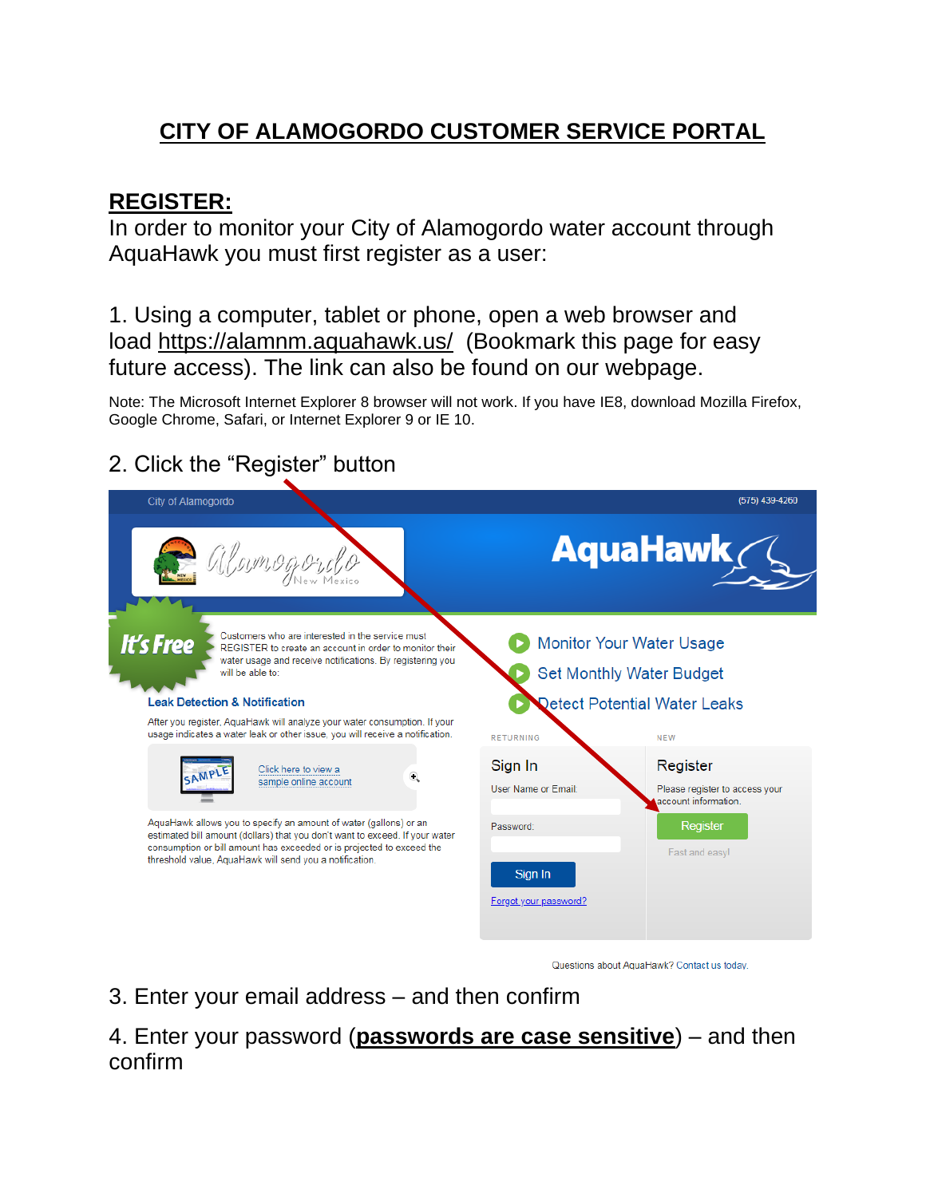# CITY OF ALAMOGORDO CUSTOMER SERVICE PORTAL

## REGISTER:

In order to monitor your City of Alamogordo water account through AquaHawk you must first register as a user:

1. Using a computer, tablet or phone, open a web browser and load https://alamnm.aquahawk.us/ (Bookmark this page for easy future access). The link can also be found on our webpage.

Note: The Microsoft Internet Explorer 8 browser will not work. If you have IE8, download Mozilla Firefox, Google Chrome, Safari, or Internet Explorer 9 or IE 10.

2. Click the "Register" button

City of Alamogordo (575) 439-4260

AquaHawk

It's Free

Customers who are interested in the service must REGISTER to create an account in order to monitor their water usage and receive notifications. By registering you will be able to:

- Monitor Your Water Usage
- Set Monthly Water Budget
- Detect Potential Water Leaks

**Leak Detection & Notification**

After you register, AquaHawk will analyze your water consumption. If your usage indicates a water leak or other issue, you will receive a notification.

Click here to view a sample online account

AquaHawk allows you to specify an amount of water (gallons) or an estimated bill amount (dollars) that you don't want to exceed. If your water consumption or bill amount has exceeded or is projected to exceed the threshold value, AquaHawk will send you a notification.

RETURNING

Sign In

User Name or Email:

Password:

Sign In

Forgot your password?

NEW

Register

Please register to access your account information.

Register

Fast and easy!

Questions about AquaHawk? Contact us today.

3. Enter your email address – and then confirm

4. Enter your password (**passwords are case sensitive**) – and then confirm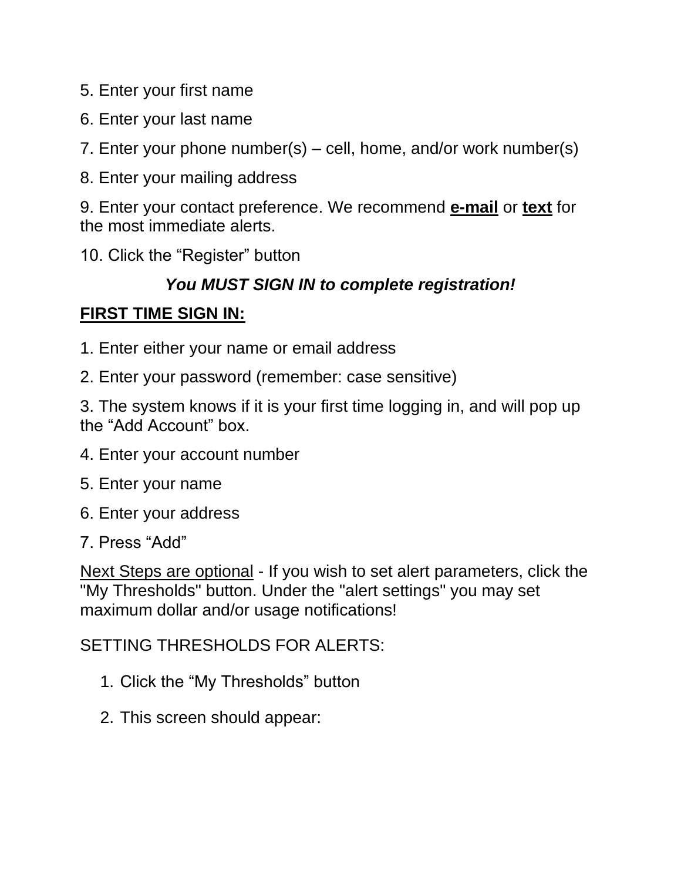5. Enter your first name

6. Enter your last name

7. Enter your phone number(s) – cell, home, and/or work number(s)

8. Enter your mailing address

9. Enter your contact preference. We recommend <u>**e-mail**</u> or <u>**text**</u> for the most immediate alerts.

10. Click the "Register" button

***You MUST SIGN IN to complete registration!***

<u>**FIRST TIME SIGN IN:**</u>

1. Enter either your name or email address

2. Enter your password (remember: case sensitive)

3. The system knows if it is your first time logging in, and will pop up the "Add Account" box.

4. Enter your account number

5. Enter your name

6. Enter your address

7. Press "Add"

<u>Next Steps are optional</u> - If you wish to set alert parameters, click the "My Thresholds" button. Under the "alert settings" you may set maximum dollar and/or usage notifications!

SETTING THRESHOLDS FOR ALERTS:

1. Click the "My Thresholds" button
2. This screen should appear: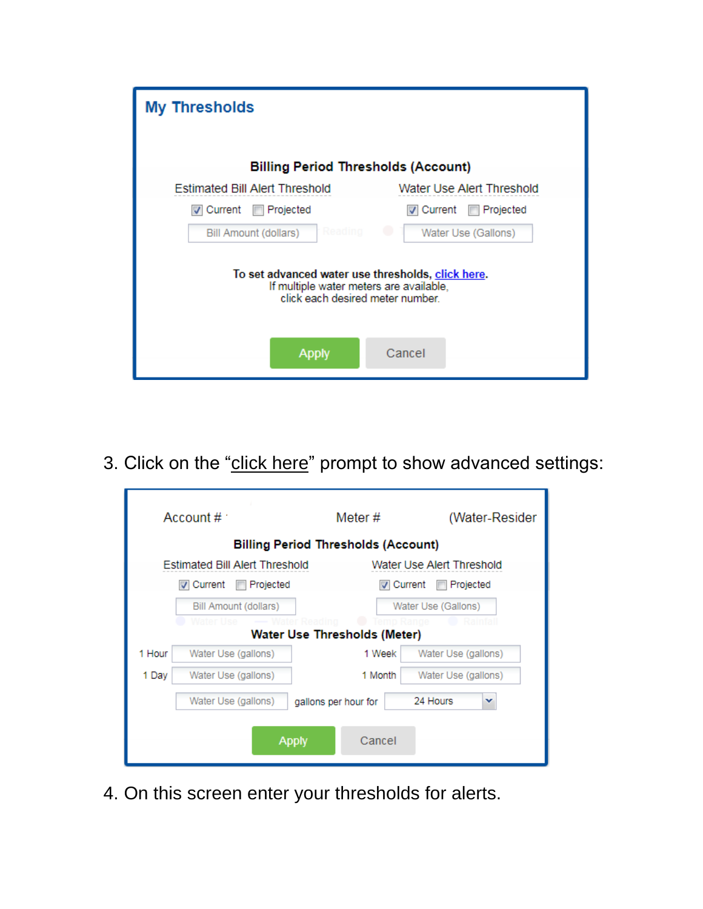## My Thresholds

**Billing Period Thresholds (Account)**

| Estimated Bill Alert Threshold | Water Use Alert Threshold |
|---|---|
| ☑ Current ☐ Projected | ☑ Current ☐ Projected |
| Bill Amount (dollars) | Water Use (Gallons) |

**To set advanced water use thresholds, click here.**
If multiple water meters are available,
click each desired meter number.

Apply Cancel

3. Click on the "click here" prompt to show advanced settings:

Account # Meter # (Water-Resider

**Billing Period Thresholds (Account)**

| Estimated Bill Alert Threshold | Water Use Alert Threshold |
|---|---|
| ☑ Current ☐ Projected | ☑ Current ☐ Projected |
| Bill Amount (dollars) | Water Use (Gallons) |

**Water Use Thresholds (Meter)**

| | | | |
|---|---|---|---|
| 1 Hour | Water Use (gallons) | 1 Week | Water Use (gallons) |
| 1 Day | Water Use (gallons) | 1 Month | Water Use (gallons) |

Water Use (gallons) gallons per hour for 24 Hours

Apply Cancel

4. On this screen enter your thresholds for alerts.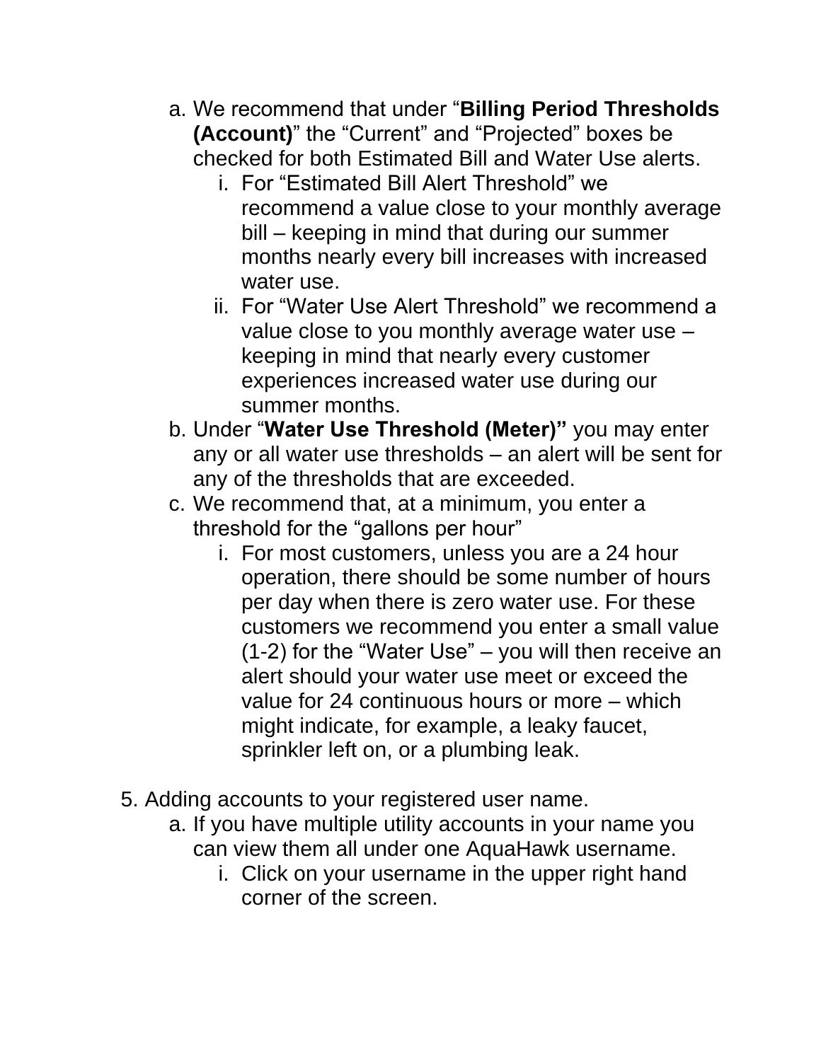a. We recommend that under "**Billing Period Thresholds (Account)**" the "Current" and "Projected" boxes be checked for both Estimated Bill and Water Use alerts.
      i. For "Estimated Bill Alert Threshold" we recommend a value close to your monthly average bill – keeping in mind that during our summer months nearly every bill increases with increased water use.
      ii. For "Water Use Alert Threshold" we recommend a value close to you monthly average water use – keeping in mind that nearly every customer experiences increased water use during our summer months.
   b. Under "**Water Use Threshold (Meter)"** you may enter any or all water use thresholds – an alert will be sent for any of the thresholds that are exceeded.
   c. We recommend that, at a minimum, you enter a threshold for the "gallons per hour"
      i. For most customers, unless you are a 24 hour operation, there should be some number of hours per day when there is zero water use. For these customers we recommend you enter a small value (1-2) for the "Water Use" – you will then receive an alert should your water use meet or exceed the value for 24 continuous hours or more – which might indicate, for example, a leaky faucet, sprinkler left on, or a plumbing leak.

5. Adding accounts to your registered user name.
   a. If you have multiple utility accounts in your name you can view them all under one AquaHawk username.
      i. Click on your username in the upper right hand corner of the screen.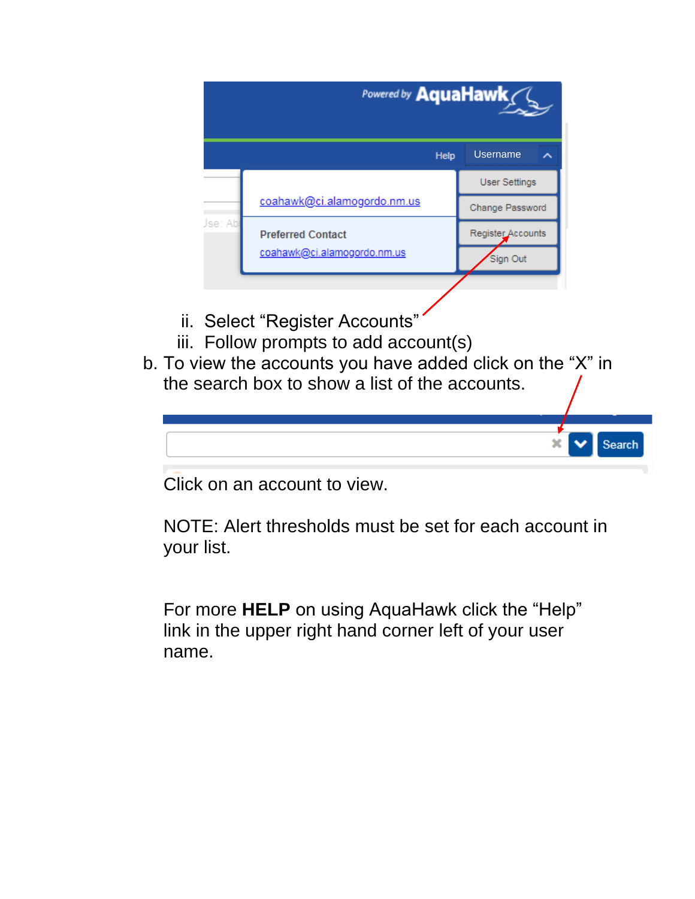ii. Select “Register Accounts”

iii. Follow prompts to add account(s)

b. To view the accounts you have added click on the “X” in the search box to show a list of the accounts.

Click on an account to view.

NOTE: Alert thresholds must be set for each account in your list.

For more **HELP** on using AquaHawk click the “Help” link in the upper right hand corner left of your user name.